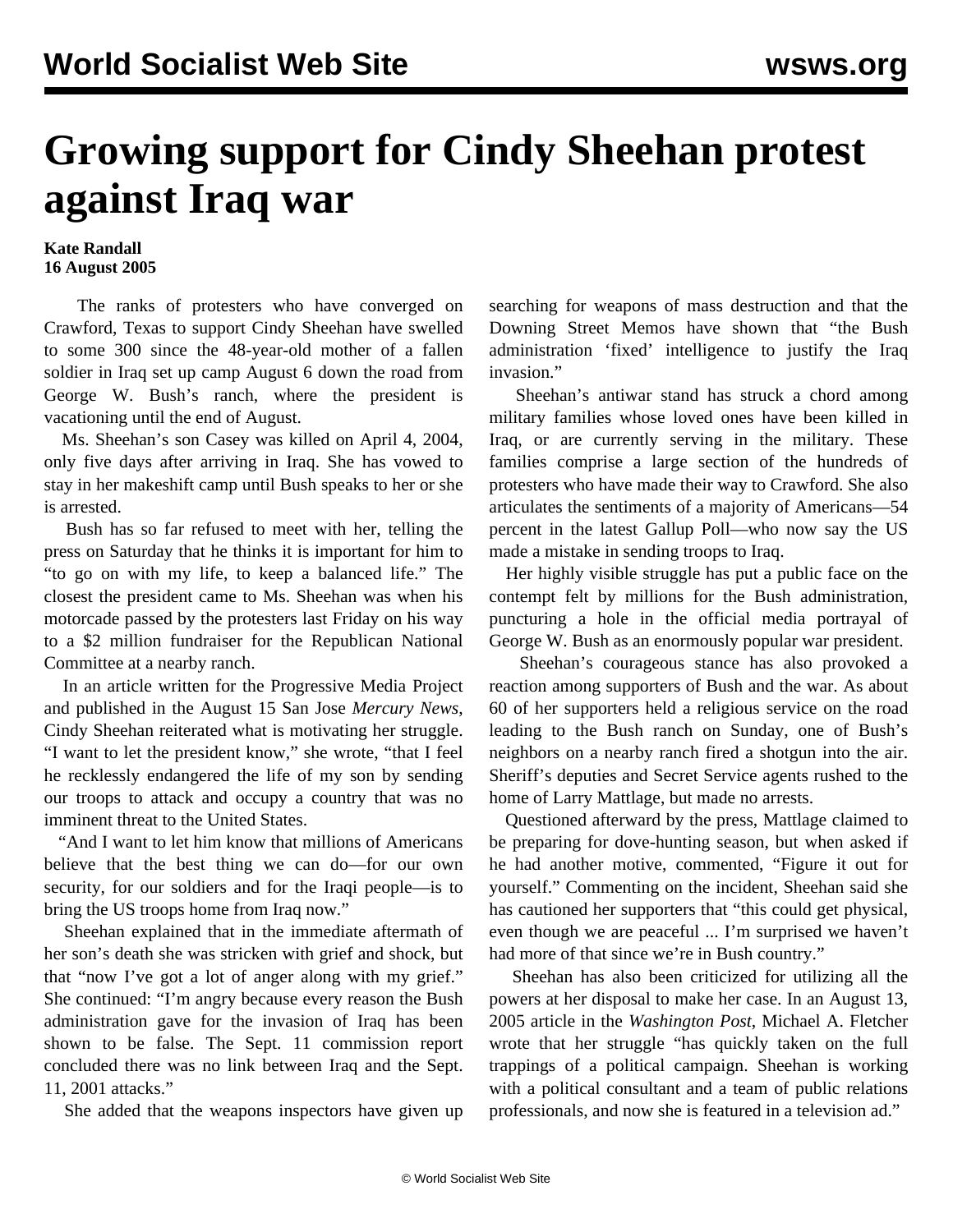# Growing support for Cindy Sheehan protest against Iraq war

**Kate Randall**
**16 August 2005**

The ranks of protesters who have converged on Crawford, Texas to support Cindy Sheehan have swelled to some 300 since the 48-year-old mother of a fallen soldier in Iraq set up camp August 6 down the road from George W. Bush's ranch, where the president is vacationing until the end of August.

Ms. Sheehan's son Casey was killed on April 4, 2004, only five days after arriving in Iraq. She has vowed to stay in her makeshift camp until Bush speaks to her or she is arrested.

Bush has so far refused to meet with her, telling the press on Saturday that he thinks it is important for him to "to go on with my life, to keep a balanced life." The closest the president came to Ms. Sheehan was when his motorcade passed by the protesters last Friday on his way to a $2 million fundraiser for the Republican National Committee at a nearby ranch.

In an article written for the Progressive Media Project and published in the August 15 San Jose *Mercury News*, Cindy Sheehan reiterated what is motivating her struggle. "I want to let the president know," she wrote, "that I feel he recklessly endangered the life of my son by sending our troops to attack and occupy a country that was no imminent threat to the United States.

"And I want to let him know that millions of Americans believe that the best thing we can do—for our own security, for our soldiers and for the Iraqi people—is to bring the US troops home from Iraq now."

Sheehan explained that in the immediate aftermath of her son's death she was stricken with grief and shock, but that "now I've got a lot of anger along with my grief." She continued: "I'm angry because every reason the Bush administration gave for the invasion of Iraq has been shown to be false. The Sept. 11 commission report concluded there was no link between Iraq and the Sept. 11, 2001 attacks."

She added that the weapons inspectors have given up searching for weapons of mass destruction and that the Downing Street Memos have shown that "the Bush administration 'fixed' intelligence to justify the Iraq invasion."

Sheehan's antiwar stand has struck a chord among military families whose loved ones have been killed in Iraq, or are currently serving in the military. These families comprise a large section of the hundreds of protesters who have made their way to Crawford. She also articulates the sentiments of a majority of Americans—54 percent in the latest Gallup Poll—who now say the US made a mistake in sending troops to Iraq.

Her highly visible struggle has put a public face on the contempt felt by millions for the Bush administration, puncturing a hole in the official media portrayal of George W. Bush as an enormously popular war president.

Sheehan's courageous stance has also provoked a reaction among supporters of Bush and the war. As about 60 of her supporters held a religious service on the road leading to the Bush ranch on Sunday, one of Bush's neighbors on a nearby ranch fired a shotgun into the air. Sheriff's deputies and Secret Service agents rushed to the home of Larry Mattlage, but made no arrests.

Questioned afterward by the press, Mattlage claimed to be preparing for dove-hunting season, but when asked if he had another motive, commented, "Figure it out for yourself." Commenting on the incident, Sheehan said she has cautioned her supporters that "this could get physical, even though we are peaceful ... I'm surprised we haven't had more of that since we're in Bush country."

Sheehan has also been criticized for utilizing all the powers at her disposal to make her case. In an August 13, 2005 article in the *Washington Post*, Michael A. Fletcher wrote that her struggle "has quickly taken on the full trappings of a political campaign. Sheehan is working with a political consultant and a team of public relations professionals, and now she is featured in a television ad."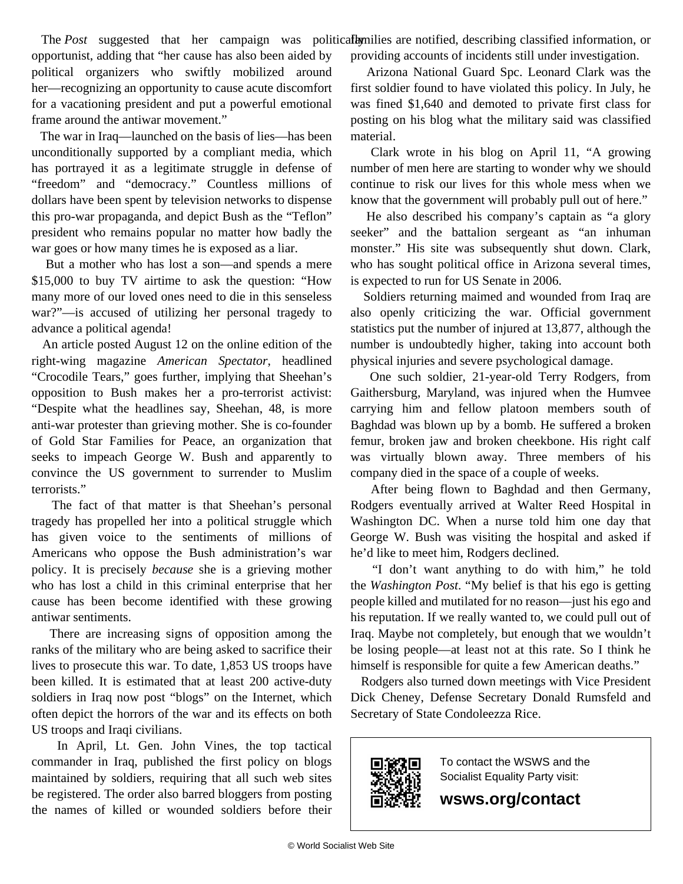The *Post* suggested that her campaign was politically opportunist, adding that "her cause has also been aided by political organizers who swiftly mobilized around her—recognizing an opportunity to cause acute discomfort for a vacationing president and put a powerful emotional frame around the antiwar movement."

The war in Iraq—launched on the basis of lies—has been unconditionally supported by a compliant media, which has portrayed it as a legitimate struggle in defense of "freedom" and "democracy." Countless millions of dollars have been spent by television networks to dispense this pro-war propaganda, and depict Bush as the "Teflon" president who remains popular no matter how badly the war goes or how many times he is exposed as a liar.

But a mother who has lost a son—and spends a mere $15,000 to buy TV airtime to ask the question: "How many more of our loved ones need to die in this senseless war?"—is accused of utilizing her personal tragedy to advance a political agenda!

An article posted August 12 on the online edition of the right-wing magazine *American Spectator*, headlined "Crocodile Tears," goes further, implying that Sheehan's opposition to Bush makes her a pro-terrorist activist: "Despite what the headlines say, Sheehan, 48, is more anti-war protester than grieving mother. She is co-founder of Gold Star Families for Peace, an organization that seeks to impeach George W. Bush and apparently to convince the US government to surrender to Muslim terrorists."

The fact of that matter is that Sheehan's personal tragedy has propelled her into a political struggle which has given voice to the sentiments of millions of Americans who oppose the Bush administration's war policy. It is precisely *because* she is a grieving mother who has lost a child in this criminal enterprise that her cause has been become identified with these growing antiwar sentiments.

There are increasing signs of opposition among the ranks of the military who are being asked to sacrifice their lives to prosecute this war. To date, 1,853 US troops have been killed. It is estimated that at least 200 active-duty soldiers in Iraq now post "blogs" on the Internet, which often depict the horrors of the war and its effects on both US troops and Iraqi civilians.

In April, Lt. Gen. John Vines, the top tactical commander in Iraq, published the first policy on blogs maintained by soldiers, requiring that all such web sites be registered. The order also barred bloggers from posting the names of killed or wounded soldiers before their families are notified, describing classified information, or providing accounts of incidents still under investigation.

Arizona National Guard Spc. Leonard Clark was the first soldier found to have violated this policy. In July, he was fined $1,640 and demoted to private first class for posting on his blog what the military said was classified material.

Clark wrote in his blog on April 11, "A growing number of men here are starting to wonder why we should continue to risk our lives for this whole mess when we know that the government will probably pull out of here."

He also described his company's captain as "a glory seeker" and the battalion sergeant as "an inhuman monster." His site was subsequently shut down. Clark, who has sought political office in Arizona several times, is expected to run for US Senate in 2006.

Soldiers returning maimed and wounded from Iraq are also openly criticizing the war. Official government statistics put the number of injured at 13,877, although the number is undoubtedly higher, taking into account both physical injuries and severe psychological damage.

One such soldier, 21-year-old Terry Rodgers, from Gaithersburg, Maryland, was injured when the Humvee carrying him and fellow platoon members south of Baghdad was blown up by a bomb. He suffered a broken femur, broken jaw and broken cheekbone. His right calf was virtually blown away. Three members of his company died in the space of a couple of weeks.

After being flown to Baghdad and then Germany, Rodgers eventually arrived at Walter Reed Hospital in Washington DC. When a nurse told him one day that George W. Bush was visiting the hospital and asked if he'd like to meet him, Rodgers declined.

"I don't want anything to do with him," he told the *Washington Post*. "My belief is that his ego is getting people killed and mutilated for no reason—just his ego and his reputation. If we really wanted to, we could pull out of Iraq. Maybe not completely, but enough that we wouldn't be losing people—at least not at this rate. So I think he himself is responsible for quite a few American deaths."

Rodgers also turned down meetings with Vice President Dick Cheney, Defense Secretary Donald Rumsfeld and Secretary of State Condoleezza Rice.

To contact the WSWS and the Socialist Equality Party visit:

**wsws.org/contact**